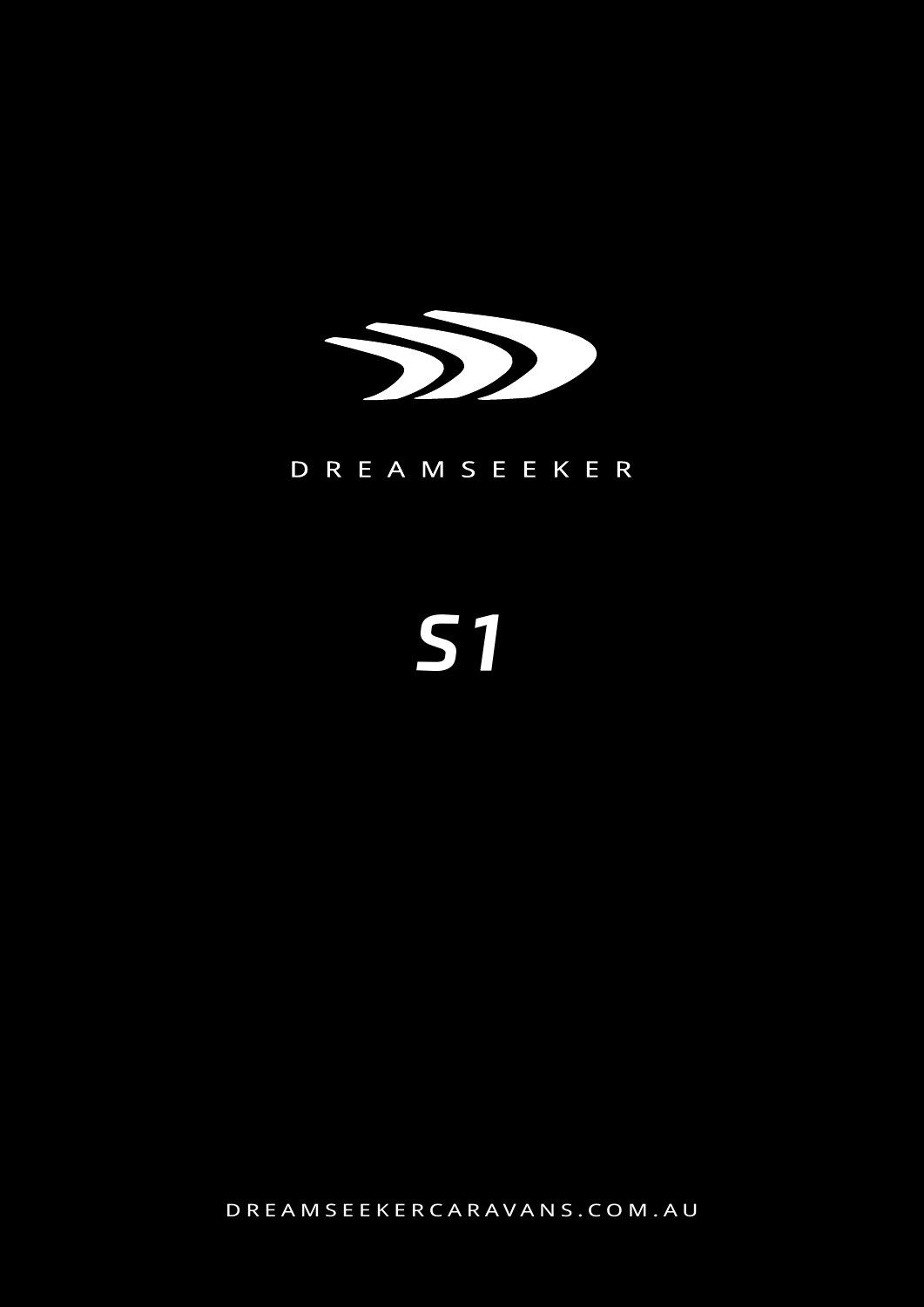DREAMSEEKER

# *S1*

DREAMSEEKERCARAVANS.COM.AU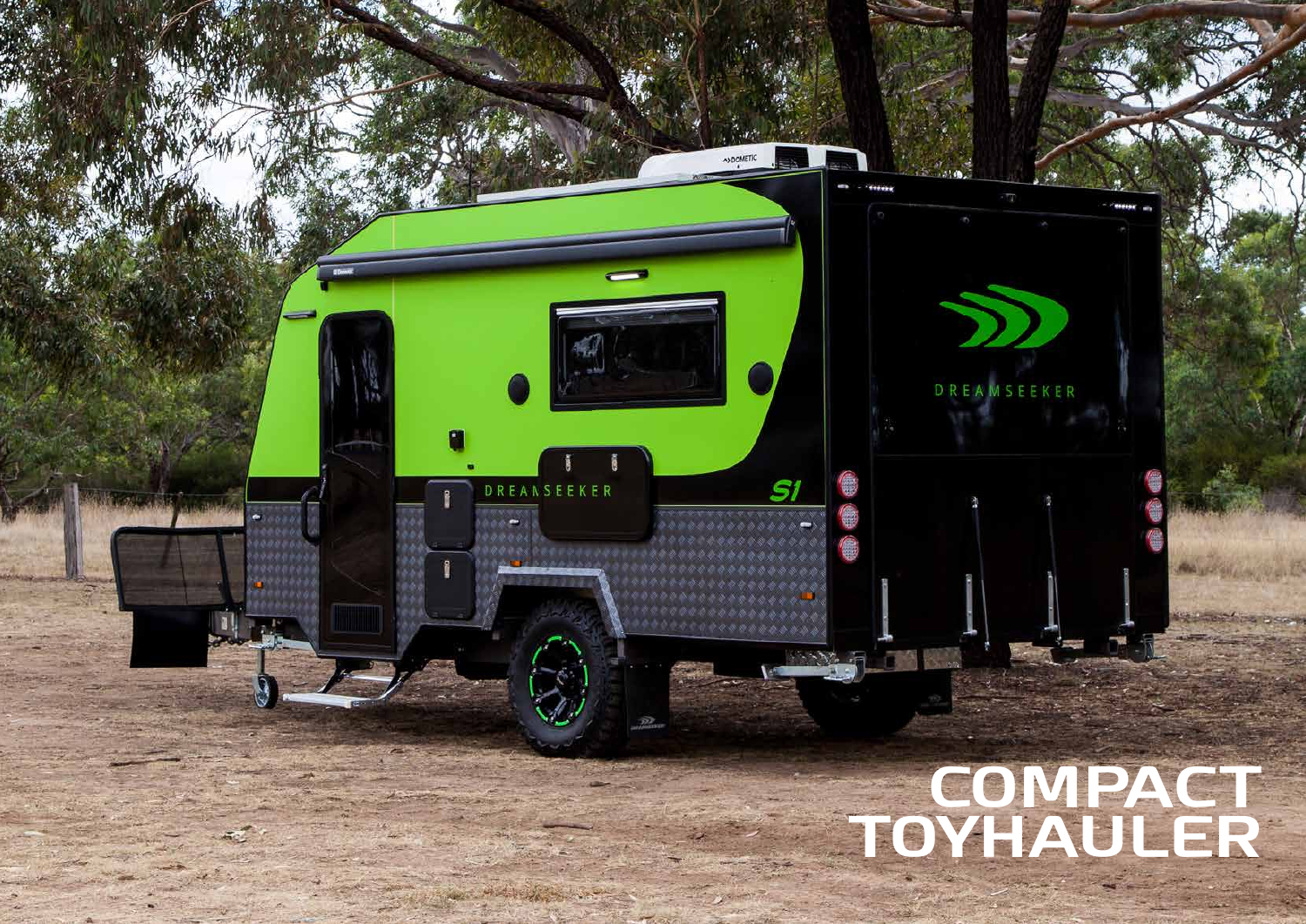# COMPACT TOYHAULER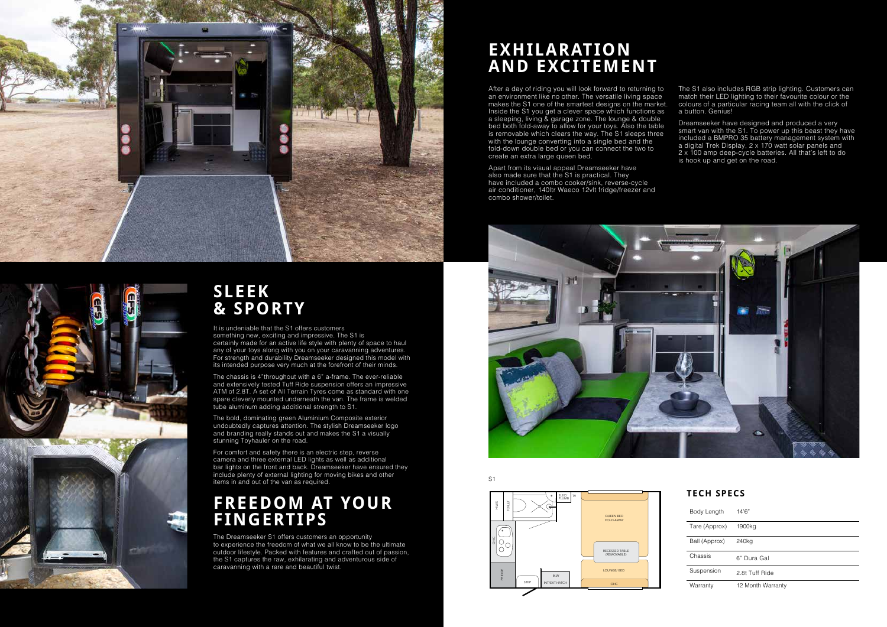# EXHILARATION AND EXCITEMENT

After a day of riding you will look forward to returning to an environment like no other. The versatile living space makes the S1 one of the smartest designs on the market. Inside the S1 you get a clever space which functions as a sleeping, living & garage zone. The lounge & double bed both fold-away to allow for your toys. Also the table is removable which clears the way. The S1 sleeps three with the lounge converting into a single bed and the fold-down double bed or you can connect the two to create an extra large queen bed.

Apart from its visual appeal Dreamseeker have also made sure that the S1 is practical. They have included a combo cooker/sink, reverse-cycle air conditioner, 140ltr Waeco 12vlt fridge/freezer and combo shower/toilet.

The S1 also includes RGB strip lighting. Customers can match their LED lighting to their favourite colour or the colours of a particular racing team all with the click of a button. Genius!

Dreamseeker have designed and produced a very smart van with the S1. To power up this beast they have included a BMPRO 35 battery management system with a digital Trek Display, 2 x 170 watt solar panels and 2 x 100 amp deep-cycle batteries. All that's left to do is hook up and get on the road.

# SLEEK & SPORTY

It is undeniable that the S1 offers customers something new, exciting and impressive. The S1 is certainly made for an active life style with plenty of space to haul any of your toys along with you on your caravanning adventures. For strength and durability Dreamseeker designed this model with its intended purpose very much at the forefront of their minds.

The chassis is 4"throughout with a 6" a-frame. The ever-reliable and extensively tested Tuff Ride suspension offers an impressive ATM of 2.8T. A set of All Terrain Tyres come as standard with one spare cleverly mounted underneath the van. The frame is welded tube aluminum adding additional strength to S1.

The bold, dominating green Aluminium Composite exterior undoubtedly captures attention. The stylish Dreamseeker logo and branding really stands out and makes the S1 a visually stunning Toyhauler on the road.

For comfort and safety there is an electric step, reverse camera and three external LED lights as well as additional bar lights on the front and back. Dreamseeker have ensured they include plenty of external lighting for moving bikes and other items in and out of the van as required.

# FREEDOM AT YOUR FINGERTIPS

The Dreamseeker S1 offers customers an opportunity to experience the freedom of what we all know to be the ultimate outdoor lifestyle. Packed with features and crafted out of passion, the S1 captures the raw, exhilarating and adventurous side of caravanning with a rare and beautiful twist.

S1

## TECH SPECS

| | |
|---|---|
| Body Length | 14'6" |
| Tare (Approx) | 1900kg |
| Ball (Approx) | 240kg |
| Chassis | 6" Dura Gal |
| Suspension | 2.8t Tuff Ride |
| Warranty | 12 Month Warranty |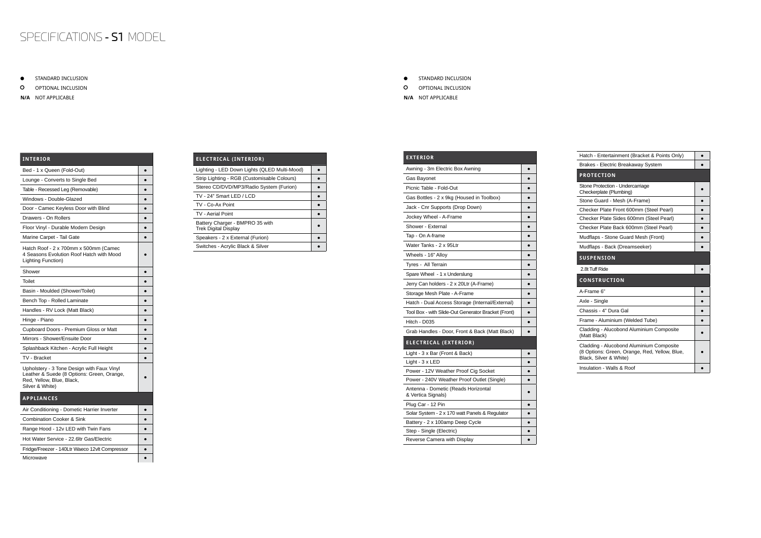# SPECIFICATIONS - S1 MODEL

● STANDARD INCLUSION

O OPTIONAL INCLUSION

**N/A** NOT APPLICABLE

| INTERIOR | |
|---|---|
| Bed - 1 x Queen (Fold-Out) | ● |
| Lounge - Converts to Single Bed | ● |
| Table - Recessed Leg (Removable) | ● |
| Windows - Double-Glazed | ● |
| Door - Camec Keyless Door with Blind | ● |
| Drawers - On Rollers | ● |
| Floor Vinyl - Durable Modern Design | ● |
| Marine Carpet - Tail Gate | ● |
| Hatch Roof - 2 x 700mm x 500mm (Camec 4 Seasons Evolution Roof Hatch with Mood Lighting Function) | ● |
| Shower | ● |
| Toilet | ● |
| Basin - Moulded (Shower/Toilet) | ● |
| Bench Top - Rolled Laminate | ● |
| Handles - RV Lock (Matt Black) | ● |
| Hinge - Piano | ● |
| Cupboard Doors - Premium Gloss or Matt | ● |
| Mirrors - Shower/Ensuite Door | ● |
| Splashback Kitchen - Acrylic Full Height | ● |
| TV - Bracket | ● |
| Upholstery - 3 Tone Design with Faux Vinyl Leather & Suede (8 Options: Green, Orange, Red, Yellow, Blue, Black, Silver & White) | ● |
| **APPLIANCES** | |
| Air Conditioning - Dometic Harrier Inverter | ● |
| Combination Cooker & Sink | ● |
| Range Hood - 12v LED with Twin Fans | ● |
| Hot Water Service - 22.6ltr Gas/Electric | ● |
| Fridge/Freezer - 140Ltr Waeco 12vlt Compressor | ● |
| Microwave | ● |

| ELECTRICAL (INTERIOR) | |
|---|---|
| Lighting - LED Down Lights (QLED Multi-Mood) | ● |
| Strip Lighting - RGB (Customisable Colours) | ● |
| Stereo CD/DVD/MP3/Radio System (Furion) | ● |
| TV - 24" Smart LED / LCD | ● |
| TV - Co-Ax Point | ● |
| TV - Aerial Point | ● |
| Battery Charger - BMPRO 35 with Trek Digital Display | ● |
| Speakers - 2 x External (Furion) | ● |
| Switches - Acrylic Black & Silver | ● |

● STANDARD INCLUSION

O OPTIONAL INCLUSION

**N/A** NOT APPLICABLE

| EXTERIOR | |
|---|---|
| Awning - 3m Electric Box Awning | ● |
| Gas Bayonet | ● |
| Picnic Table - Fold-Out | ● |
| Gas Bottles - 2 x 9kg (Housed in Toolbox) | ● |
| Jack - Cnr Supports (Drop Down) | ● |
| Jockey Wheel - A-Frame | ● |
| Shower - External | ● |
| Tap - On A-frame | ● |
| Water Tanks - 2 x 95Ltr | ● |
| Wheels - 16" Alloy | ● |
| Tyres - All Terrain | ● |
| Spare Wheel - 1 x Underslung | ● |
| Jerry Can holders - 2 x 20Ltr (A-Frame) | ● |
| Storage Mesh Plate - A-Frame | ● |
| Hatch - Dual Access Storage (Internal/External) | ● |
| Tool Box - with Slide-Out Generator Bracket (Front) | ● |
| Hitch - D035 | ● |
| Grab Handles - Door, Front & Back (Matt Black) | ● |
| **ELECTRICAL (EXTERIOR)** | |
| Light - 3 x Bar (Front & Back) | ● |
| Light - 3 x LED | ● |
| Power - 12V Weather Proof Cig Socket | ● |
| Power - 240V Weather Proof Outlet (Single) | ● |
| Antenna - Dometic (Reads Horizontal & Vertica Signals) | ● |
| Plug Car - 12 Pin | ● |
| Solar System - 2 x 170 watt Panels & Regulator | ● |
| Battery - 2 x 100amp Deep Cycle | ● |
| Step - Single (Electric) | ● |
| Reverse Camera with Display | ● |

| | |
|---|---|
| Hatch - Entertainment (Bracket & Points Only) | ● |
| Brakes - Electric Breakaway System | ● |
| **PROTECTION** | |
| Stone Protection - Undercarriage Checkerplate (Plumbing) | ● |
| Stone Guard - Mesh (A-Frame) | ● |
| Checker Plate Front 600mm (Steel Pearl) | ● |
| Checker Plate Sides 600mm (Steel Pearl) | ● |
| Checker Plate Back 600mm (Steel Pearl) | ● |
| Mudflaps - Stone Guard Mesh (Front) | ● |
| Mudflaps - Back (Dreamseeker) | ● |
| **SUSPENSION** | |
| 2.8t Tuff Ride | ● |
| **CONSTRUCTION** | |
| A-Frame 6" | ● |
| Axle - Single | ● |
| Chassis - 4" Dura Gal | ● |
| Frame - Aluminium (Welded Tube) | ● |
| Cladding - Alucobond Aluminium Composite (Matt Black) | ● |
| Cladding - Alucobond Aluminium Composite (8 Options: Green, Orange, Red, Yellow, Blue, Black, Silver & White) | ● |
| Insulation - Walls & Roof | ● |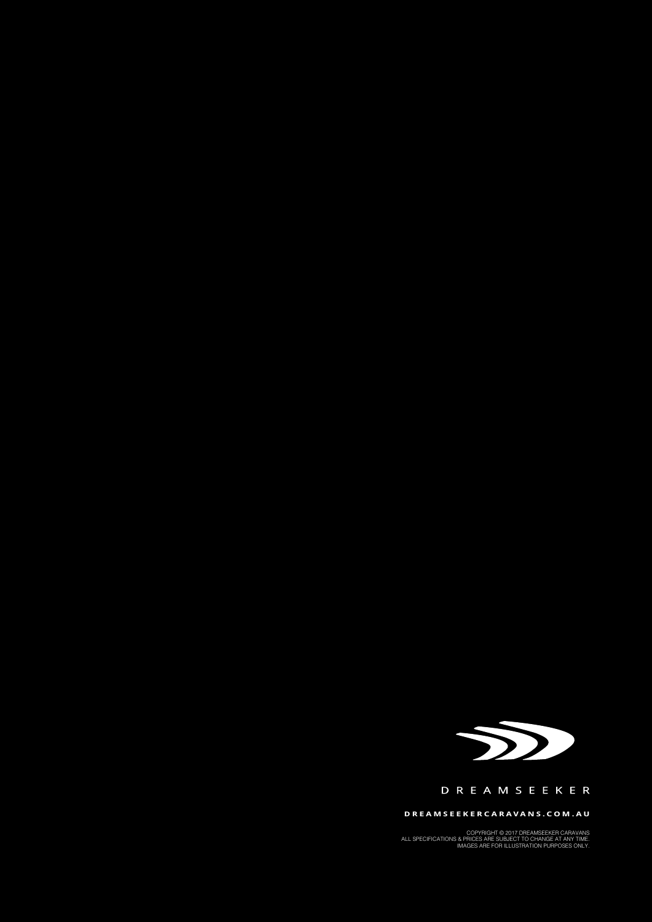DREAMSEEKER

**DREAMSEEKERCARAVANS.COM.AU**

COPYRIGHT © 2017 DREAMSEEKER CARAVANS
ALL SPECIFICATIONS & PRICES ARE SUBJECT TO CHANGE AT ANY TIME.
IMAGES ARE FOR ILLUSTRATION PURPOSES ONLY.